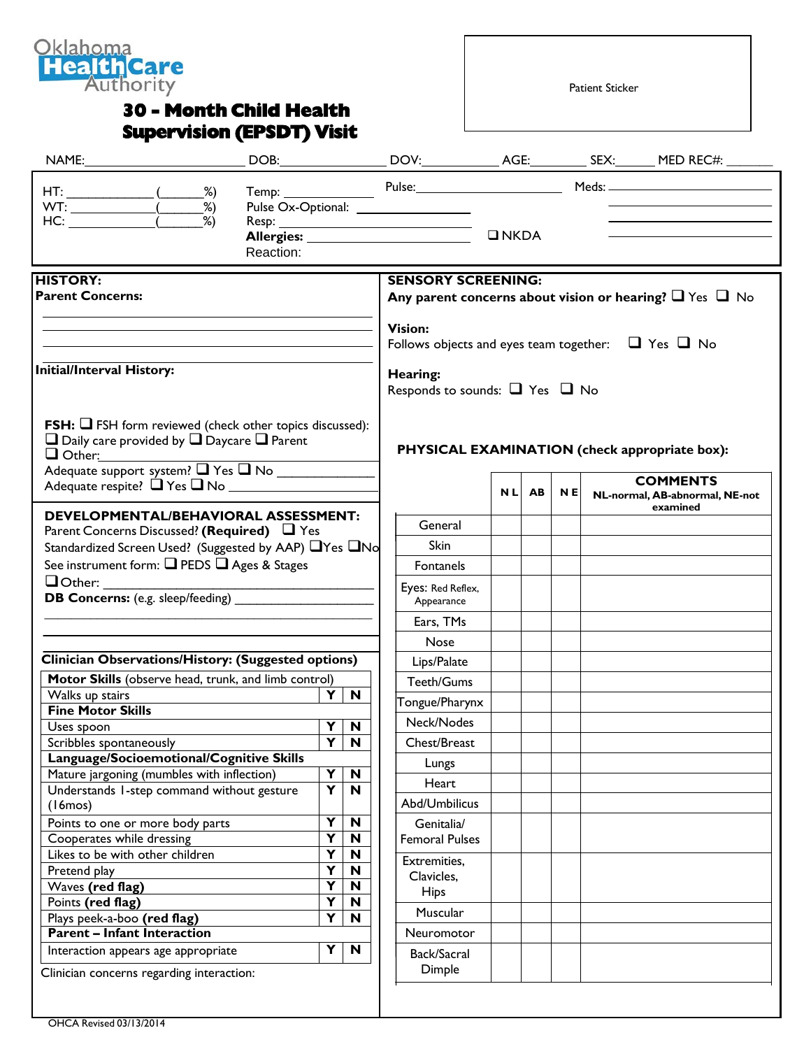Oklahoma Health Care Authority

# 30 - Month Child Health Supervision (EPSDT) Visit

Patient Sticker

NAME:______________________ DOB:______________ DOV:__________ AGE:________ SEX:______ MED REC#: _______

HT: ___________ (______%)
WT: ___________ (______%)
HC: ___________ (______%)

Temp: ___________
Pulse Ox-Optional: ___________
Resp: ___________
**Allergies:** ___________ ❑ NKDA
Reaction:

Pulse: ___________

Meds: ___________

## HISTORY:

**Parent Concerns:**

______________________________________________

______________________________________________

______________________________________________

**Initial/Interval History:**

**FSH:** ❑ FSH form reviewed (check other topics discussed):
❑ Daily care provided by ❑ Daycare ❑ Parent
❑ Other: ___________
Adequate support system? ❑ Yes ❑ No ___________
Adequate respite? ❑ Yes ❑ No ___________

## DEVELOPMENTAL/BEHAVIORAL ASSESSMENT:

Parent Concerns Discussed? **(Required)** ❑ Yes
Standardized Screen Used? (Suggested by AAP) ❑Yes ❑No
See instrument form: ❑ PEDS ❑ Ages & Stages
❑Other: ___________
**DB Concerns:** (e.g. sleep/feeding) ___________

______________________________________________

**Clinician Observations/History: (Suggested options)**

| **Motor Skills** (observe head, trunk, and limb control) | | |
|---|---|---|
| Walks up stairs | Y | N |
| **Fine Motor Skills** | | |
| Uses spoon | Y | N |
| Scribbles spontaneously | Y | N |
| **Language/Socioemotional/Cognitive Skills** | | |
| Mature jargoning (mumbles with inflection) | Y | N |
| Understands 1-step command without gesture (16mos) | Y | N |
| Points to one or more body parts | Y | N |
| Cooperates while dressing | Y | N |
| Likes to be with other children | Y | N |
| Pretend play | Y | N |
| Waves **(red flag)** | Y | N |
| Points **(red flag)** | Y | N |
| Plays peek-a-boo **(red flag)** | Y | N |
| **Parent – Infant Interaction** | | |
| Interaction appears age appropriate | Y | N |

Clinician concerns regarding interaction:

## SENSORY SCREENING:

**Any parent concerns about vision or hearing?** ❑ Yes ❑ No

**Vision:**
Follows objects and eyes team together: ❑ Yes ❑ No

**Hearing:**
Responds to sounds: ❑ Yes ❑ No

## PHYSICAL EXAMINATION (check appropriate box):

| | NL | AB | NE | **COMMENTS** NL-normal, AB-abnormal, NE-not examined |
|---|---|---|---|---|
| General | | | | |
| Skin | | | | |
| Fontanels | | | | |
| Eyes: Red Reflex, Appearance | | | | |
| Ears, TMs | | | | |
| Nose | | | | |
| Lips/Palate | | | | |
| Teeth/Gums | | | | |
| Tongue/Pharynx | | | | |
| Neck/Nodes | | | | |
| Chest/Breast | | | | |
| Lungs | | | | |
| Heart | | | | |
| Abd/Umbilicus | | | | |
| Genitalia/ Femoral Pulses | | | | |
| Extremities, Clavicles, Hips | | | | |
| Muscular | | | | |
| Neuromotor | | | | |
| Back/Sacral Dimple | | | | |

OHCA Revised 03/13/2014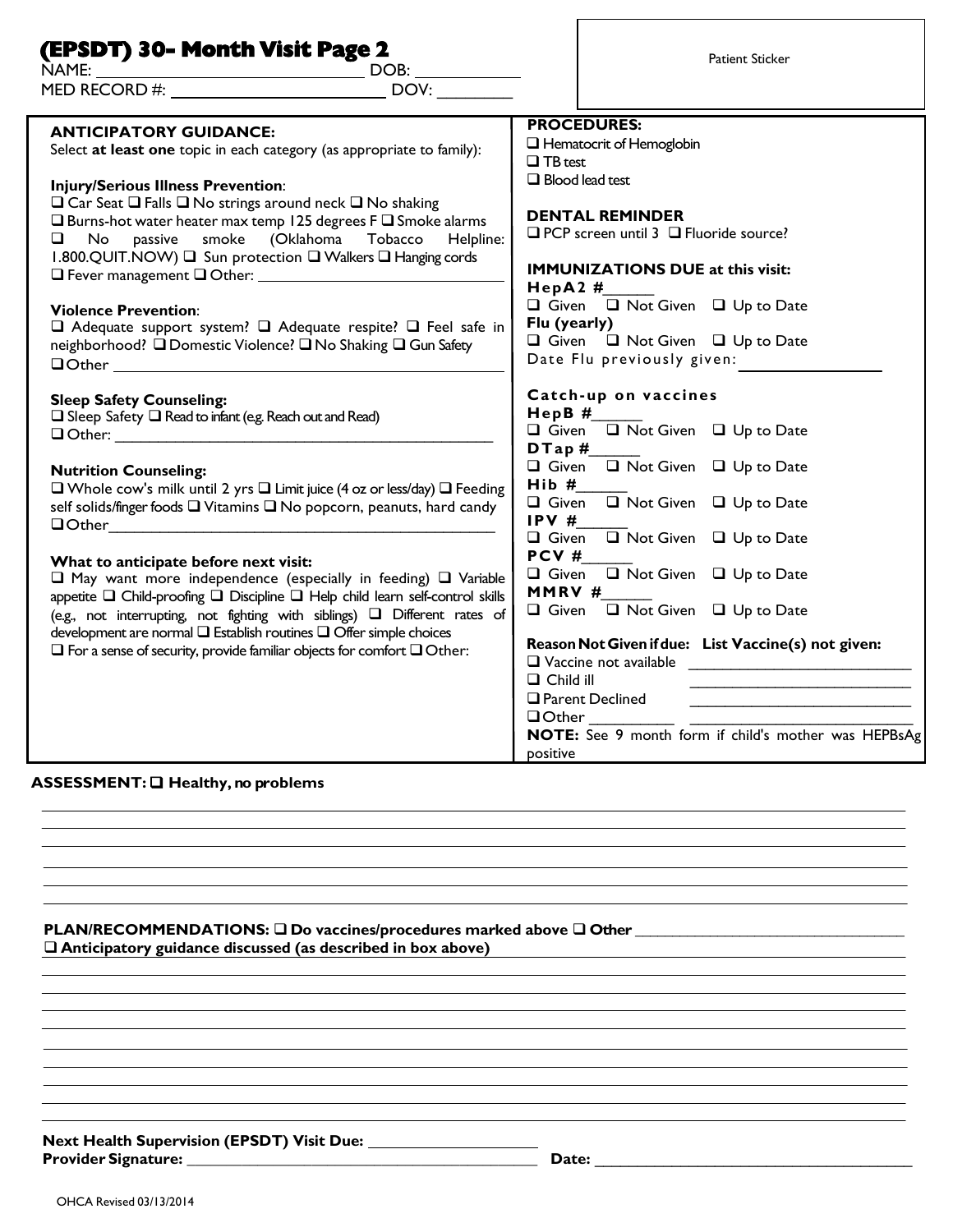# (EPSDT) 30- Month Visit Page 2

NAME: ______________________________ DOB: ___________

MED RECORD #: ______________________ DOV: ________

Patient Sticker

**ANTICIPATORY GUIDANCE:**
Select **at least one** topic in each category (as appropriate to family):

**Injury/Serious Illness Prevention**:
❑ Car Seat ❑ Falls ❑ No strings around neck ❑ No shaking
❑ Burns-hot water heater max temp 125 degrees F ❑ Smoke alarms
❑ No passive smoke (Oklahoma Tobacco Helpline: 1.800.QUIT.NOW) ❑ Sun protection ❑ Walkers ❑ Hanging cords
❑ Fever management ❑ Other: ______________________

**Violence Prevention**:
❑ Adequate support system? ❑ Adequate respite? ❑ Feel safe in neighborhood? ❑ Domestic Violence? ❑ No Shaking ❑ Gun Safety
❑ Other ______________________

**Sleep Safety Counseling:**
❑ Sleep Safety ❑ Read to infant (e.g. Reach out and Read)
❑ Other: ______________________

**Nutrition Counseling:**
❑ Whole cow's milk until 2 yrs ❑ Limit juice (4 oz or less/day) ❑ Feeding self solids/finger foods ❑ Vitamins ❑ No popcorn, peanuts, hard candy
❑ Other______________________

**What to anticipate before next visit:**
❑ May want more independence (especially in feeding) ❑ Variable appetite ❑ Child-proofing ❑ Discipline ❑ Help child learn self-control skills (e.g., not interrupting, not fighting with siblings) ❑ Different rates of development are normal ❑ Establish routines ❑ Offer simple choices
❑ For a sense of security, provide familiar objects for comfort ❑ Other:

**PROCEDURES:**
❑ Hematocrit of Hemoglobin
❑ TB test
❑ Blood lead test

**DENTAL REMINDER**
❑ PCP screen until 3 ❑ Fluoride source?

**IMMUNIZATIONS DUE at this visit:**

**HepA2 #**______
❑ Given ❑ Not Given ❑ Up to Date

**Flu (yearly)**
❑ Given ❑ Not Given ❑ Up to Date
Date Flu previously given: ______________

**Catch-up on vaccines**

**HepB #**______
❑ Given ❑ Not Given ❑ Up to Date

**DTap #**______
❑ Given ❑ Not Given ❑ Up to Date

**Hib #**______
❑ Given ❑ Not Given ❑ Up to Date

**IPV #**______
❑ Given ❑ Not Given ❑ Up to Date

**PCV #**______
❑ Given ❑ Not Given ❑ Up to Date

**MMRV #**______
❑ Given ❑ Not Given ❑ Up to Date

**Reason Not Given if due: List Vaccine(s) not given:**
❑ Vaccine not available ______________________
❑ Child ill ______________________
❑ Parent Declined ______________________
❑ Other __________ ______________________

**NOTE:** See 9 month form if child's mother was HEPBsAg positive

**ASSESSMENT:** ❑ **Healthy, no problems**

**PLAN/RECOMMENDATIONS:** ❑ **Do vaccines/procedures marked above** ❑ **Other** ______________________
❑ **Anticipatory guidance discussed (as described in box above)**

**Next Health Supervision (EPSDT) Visit Due:** ____________________

**Provider Signature:** ______________________ **Date:** ______________________

OHCA Revised 03/13/2014